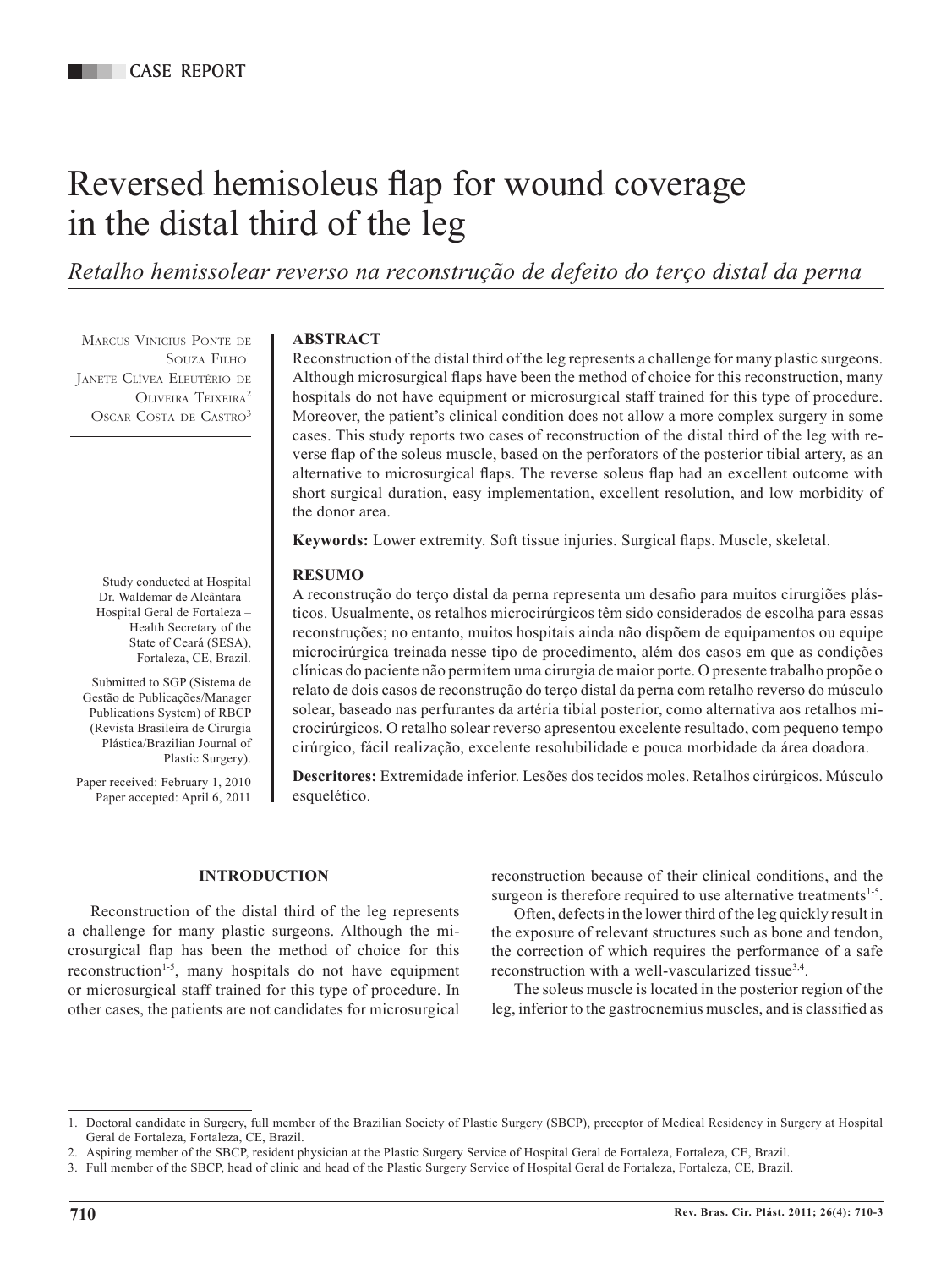CASE REPORT

# Reversed hemisoleus flap for wound coverage in the distal third of the leg

*Retalho hemissolear reverso na reconstrução de defeito do terço distal da perna*

Marcus Vinicius Ponte de Souza Filho[1]
Janete Clívea Eleutério de Oliveira Teixeira[2]
Oscar Costa de Castro[3]

Study conducted at Hospital Dr. Waldemar de Alcântara – Hospital Geral de Fortaleza – Health Secretary of the State of Ceará (SESA), Fortaleza, CE, Brazil.

Submitted to SGP (Sistema de Gestão de Publicações/Manager Publications System) of RBCP (Revista Brasileira de Cirurgia Plástica/Brazilian Journal of Plastic Surgery).

Paper received: February 1, 2010
Paper accepted: April 6, 2011

**ABSTRACT**

Reconstruction of the distal third of the leg represents a challenge for many plastic surgeons. Although microsurgical flaps have been the method of choice for this reconstruction, many hospitals do not have equipment or microsurgical staff trained for this type of procedure. Moreover, the patient's clinical condition does not allow a more complex surgery in some cases. This study reports two cases of reconstruction of the distal third of the leg with reverse flap of the soleus muscle, based on the perforators of the posterior tibial artery, as an alternative to microsurgical flaps. The reverse soleus flap had an excellent outcome with short surgical duration, easy implementation, excellent resolution, and low morbidity of the donor area.

**Keywords:** Lower extremity. Soft tissue injuries. Surgical flaps. Muscle, skeletal.

**RESUMO**

A reconstrução do terço distal da perna representa um desafio para muitos cirurgiões plásticos. Usualmente, os retalhos microcirúrgicos têm sido considerados de escolha para essas reconstruções; no entanto, muitos hospitais ainda não dispõem de equipamentos ou equipe microcirúrgica treinada nesse tipo de procedimento, além dos casos em que as condições clínicas do paciente não permitem uma cirurgia de maior porte. O presente trabalho propõe o relato de dois casos de reconstrução do terço distal da perna com retalho reverso do músculo solear, baseado nas perfurantes da artéria tibial posterior, como alternativa aos retalhos microcirúrgicos. O retalho solear reverso apresentou excelente resultado, com pequeno tempo cirúrgico, fácil realização, excelente resolubilidade e pouca morbidade da área doadora.

**Descritores:** Extremidade inferior. Lesões dos tecidos moles. Retalhos cirúrgicos. Músculo esquelético.

## INTRODUCTION

Reconstruction of the distal third of the leg represents a challenge for many plastic surgeons. Although the microsurgical flap has been the method of choice for this reconstruction[1-5], many hospitals do not have equipment or microsurgical staff trained for this type of procedure. In other cases, the patients are not candidates for microsurgical reconstruction because of their clinical conditions, and the surgeon is therefore required to use alternative treatments[1-5].

Often, defects in the lower third of the leg quickly result in the exposure of relevant structures such as bone and tendon, the correction of which requires the performance of a safe reconstruction with a well-vascularized tissue[3,4].

The soleus muscle is located in the posterior region of the leg, inferior to the gastrocnemius muscles, and is classified as

1. Doctoral candidate in Surgery, full member of the Brazilian Society of Plastic Surgery (SBCP), preceptor of Medical Residency in Surgery at Hospital Geral de Fortaleza, Fortaleza, CE, Brazil.
2. Aspiring member of the SBCP, resident physician at the Plastic Surgery Service of Hospital Geral de Fortaleza, Fortaleza, CE, Brazil.
3. Full member of the SBCP, head of clinic and head of the Plastic Surgery Service of Hospital Geral de Fortaleza, Fortaleza, CE, Brazil.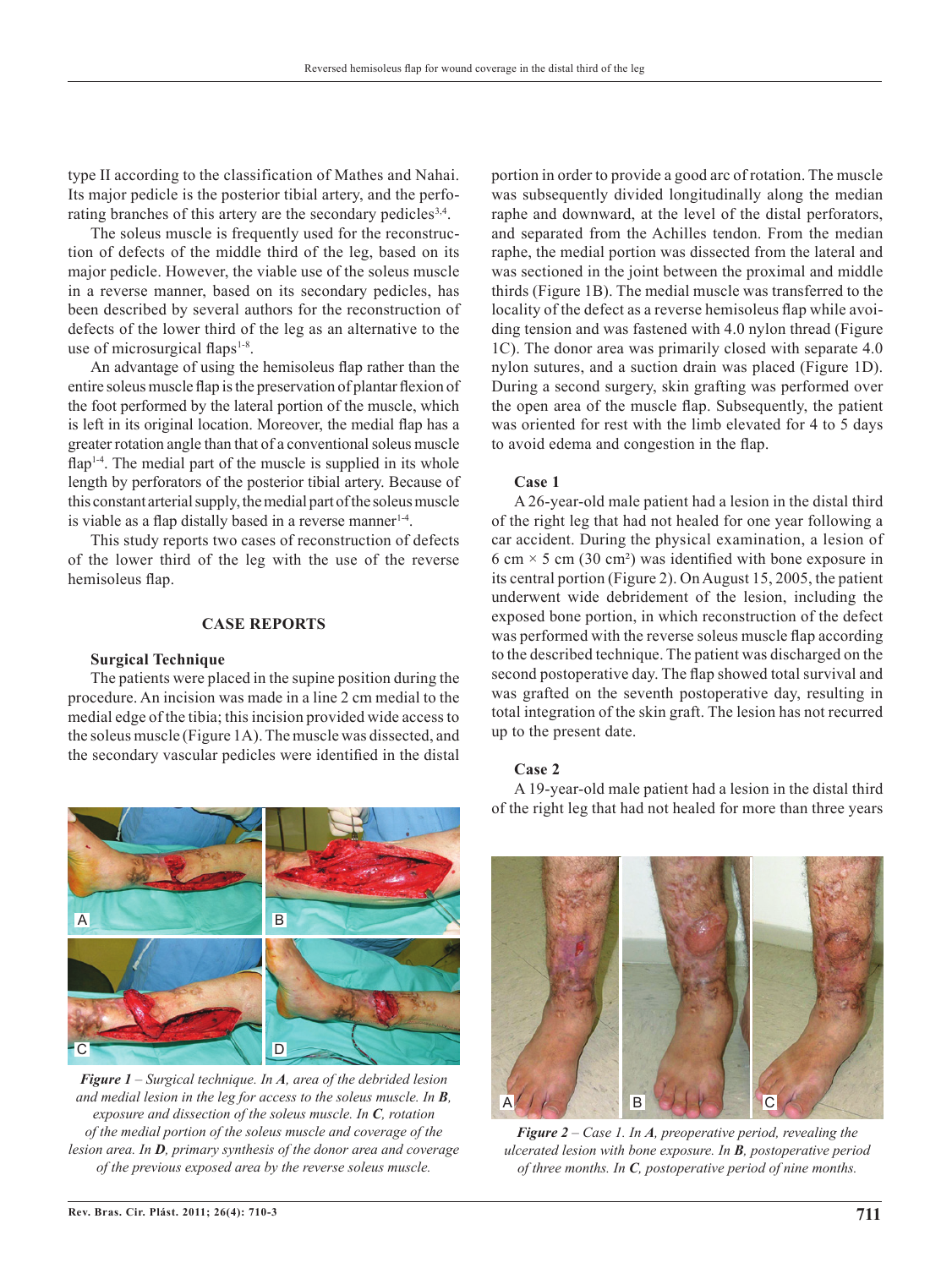type II according to the classification of Mathes and Nahai. Its major pedicle is the posterior tibial artery, and the perforating branches of this artery are the secondary pedicles[3,4].

The soleus muscle is frequently used for the reconstruction of defects of the middle third of the leg, based on its major pedicle. However, the viable use of the soleus muscle in a reverse manner, based on its secondary pedicles, has been described by several authors for the reconstruction of defects of the lower third of the leg as an alternative to the use of microsurgical flaps[1-8].

An advantage of using the hemisoleus flap rather than the entire soleus muscle flap is the preservation of plantar flexion of the foot performed by the lateral portion of the muscle, which is left in its original location. Moreover, the medial flap has a greater rotation angle than that of a conventional soleus muscle flap[1-4]. The medial part of the muscle is supplied in its whole length by perforators of the posterior tibial artery. Because of this constant arterial supply, the medial part of the soleus muscle is viable as a flap distally based in a reverse manner[1-4].

This study reports two cases of reconstruction of defects of the lower third of the leg with the use of the reverse hemisoleus flap.

## CASE REPORTS

### Surgical Technique

The patients were placed in the supine position during the procedure. An incision was made in a line 2 cm medial to the medial edge of the tibia; this incision provided wide access to the soleus muscle (Figure 1A). The muscle was dissected, and the secondary vascular pedicles were identified in the distal portion in order to provide a good arc of rotation. The muscle was subsequently divided longitudinally along the median raphe and downward, at the level of the distal perforators, and separated from the Achilles tendon. From the median raphe, the medial portion was dissected from the lateral and was sectioned in the joint between the proximal and middle thirds (Figure 1B). The medial muscle was transferred to the locality of the defect as a reverse hemisoleus flap while avoiding tension and was fastened with 4.0 nylon thread (Figure 1C). The donor area was primarily closed with separate 4.0 nylon sutures, and a suction drain was placed (Figure 1D). During a second surgery, skin grafting was performed over the open area of the muscle flap. Subsequently, the patient was oriented for rest with the limb elevated for 4 to 5 days to avoid edema and congestion in the flap.

*Figure 1 – Surgical technique. In A, area of the debrided lesion and medial lesion in the leg for access to the soleus muscle. In B, exposure and dissection of the soleus muscle. In C, rotation of the medial portion of the soleus muscle and coverage of the lesion area. In D, primary synthesis of the donor area and coverage of the previous exposed area by the reverse soleus muscle.*

### Case 1

A 26-year-old male patient had a lesion in the distal third of the right leg that had not healed for one year following a car accident. During the physical examination, a lesion of 6 cm × 5 cm (30 cm²) was identified with bone exposure in its central portion (Figure 2). On August 15, 2005, the patient underwent wide debridement of the lesion, including the exposed bone portion, in which reconstruction of the defect was performed with the reverse soleus muscle flap according to the described technique. The patient was discharged on the second postoperative day. The flap showed total survival and was grafted on the seventh postoperative day, resulting in total integration of the skin graft. The lesion has not recurred up to the present date.

### Case 2

A 19-year-old male patient had a lesion in the distal third of the right leg that had not healed for more than three years

*Figure 2 – Case 1. In A, preoperative period, revealing the ulcerated lesion with bone exposure. In B, postoperative period of three months. In C, postoperative period of nine months.*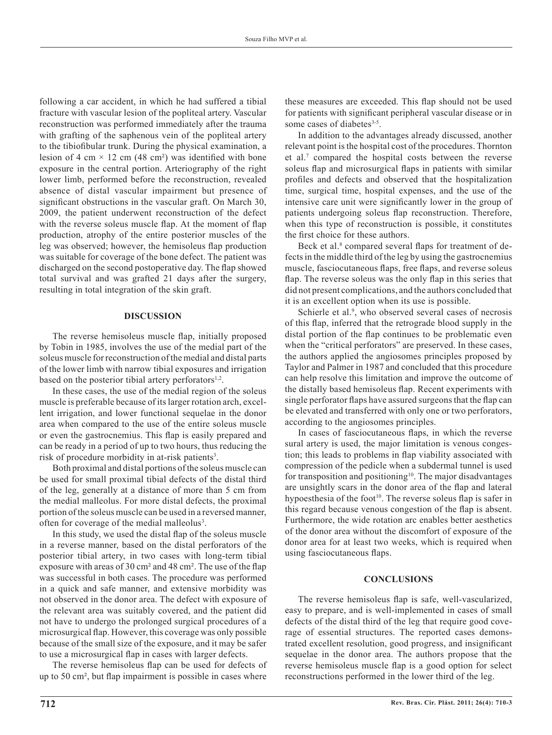following a car accident, in which he had suffered a tibial fracture with vascular lesion of the popliteal artery. Vascular reconstruction was performed immediately after the trauma with grafting of the saphenous vein of the popliteal artery to the tibiofibular trunk. During the physical examination, a lesion of 4 cm × 12 cm (48 cm²) was identified with bone exposure in the central portion. Arteriography of the right lower limb, performed before the reconstruction, revealed absence of distal vascular impairment but presence of significant obstructions in the vascular graft. On March 30, 2009, the patient underwent reconstruction of the defect with the reverse soleus muscle flap. At the moment of flap production, atrophy of the entire posterior muscles of the leg was observed; however, the hemisoleus flap production was suitable for coverage of the bone defect. The patient was discharged on the second postoperative day. The flap showed total survival and was grafted 21 days after the surgery, resulting in total integration of the skin graft.

## DISCUSSION

The reverse hemisoleus muscle flap, initially proposed by Tobin in 1985, involves the use of the medial part of the soleus muscle for reconstruction of the medial and distal parts of the lower limb with narrow tibial exposures and irrigation based on the posterior tibial artery perforators[1,2].

In these cases, the use of the medial region of the soleus muscle is preferable because of its larger rotation arch, excellent irrigation, and lower functional sequelae in the donor area when compared to the use of the entire soleus muscle or even the gastrocnemius. This flap is easily prepared and can be ready in a period of up to two hours, thus reducing the risk of procedure morbidity in at-risk patients[3].

Both proximal and distal portions of the soleus muscle can be used for small proximal tibial defects of the distal third of the leg, generally at a distance of more than 5 cm from the medial malleolus. For more distal defects, the proximal portion of the soleus muscle can be used in a reversed manner, often for coverage of the medial malleolus[3].

In this study, we used the distal flap of the soleus muscle in a reverse manner, based on the distal perforators of the posterior tibial artery, in two cases with long-term tibial exposure with areas of 30 cm² and 48 cm². The use of the flap was successful in both cases. The procedure was performed in a quick and safe manner, and extensive morbidity was not observed in the donor area. The defect with exposure of the relevant area was suitably covered, and the patient did not have to undergo the prolonged surgical procedures of a microsurgical flap. However, this coverage was only possible because of the small size of the exposure, and it may be safer to use a microsurgical flap in cases with larger defects.

The reverse hemisoleus flap can be used for defects of up to 50 cm², but flap impairment is possible in cases where these measures are exceeded. This flap should not be used for patients with significant peripheral vascular disease or in some cases of diabetes[3-5].

In addition to the advantages already discussed, another relevant point is the hospital cost of the procedures. Thornton et al.[7] compared the hospital costs between the reverse soleus flap and microsurgical flaps in patients with similar profiles and defects and observed that the hospitalization time, surgical time, hospital expenses, and the use of the intensive care unit were significantly lower in the group of patients undergoing soleus flap reconstruction. Therefore, when this type of reconstruction is possible, it constitutes the first choice for these authors.

Beck et al.[8] compared several flaps for treatment of defects in the middle third of the leg by using the gastrocnemius muscle, fasciocutaneous flaps, free flaps, and reverse soleus flap. The reverse soleus was the only flap in this series that did not present complications, and the authors concluded that it is an excellent option when its use is possible.

Schierle et al.[9], who observed several cases of necrosis of this flap, inferred that the retrograde blood supply in the distal portion of the flap continues to be problematic even when the "critical perforators" are preserved. In these cases, the authors applied the angiosomes principles proposed by Taylor and Palmer in 1987 and concluded that this procedure can help resolve this limitation and improve the outcome of the distally based hemisoleus flap. Recent experiments with single perforator flaps have assured surgeons that the flap can be elevated and transferred with only one or two perforators, according to the angiosomes principles.

In cases of fasciocutaneous flaps, in which the reverse sural artery is used, the major limitation is venous congestion; this leads to problems in flap viability associated with compression of the pedicle when a subdermal tunnel is used for transposition and positioning[10]. The major disadvantages are unsightly scars in the donor area of the flap and lateral hypoesthesia of the foot[10]. The reverse soleus flap is safer in this regard because venous congestion of the flap is absent. Furthermore, the wide rotation arc enables better aesthetics of the donor area without the discomfort of exposure of the donor area for at least two weeks, which is required when using fasciocutaneous flaps.

## CONCLUSIONS

The reverse hemisoleus flap is safe, well-vascularized, easy to prepare, and is well-implemented in cases of small defects of the distal third of the leg that require good coverage of essential structures. The reported cases demonstrated excellent resolution, good progress, and insignificant sequelae in the donor area. The authors propose that the reverse hemisoleus muscle flap is a good option for select reconstructions performed in the lower third of the leg.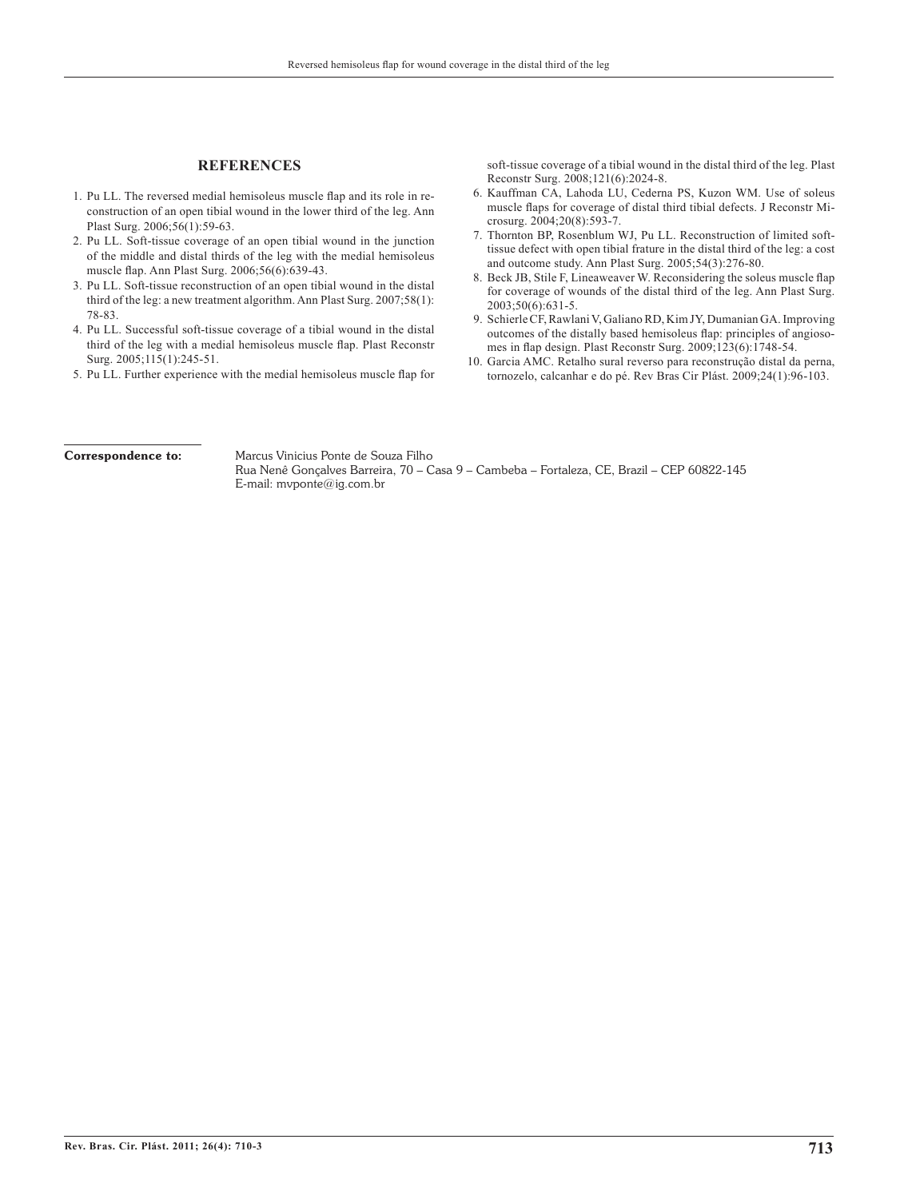## REFERENCES

1. Pu LL. The reversed medial hemisoleus muscle flap and its role in reconstruction of an open tibial wound in the lower third of the leg. Ann Plast Surg. 2006;56(1):59-63.
2. Pu LL. Soft-tissue coverage of an open tibial wound in the junction of the middle and distal thirds of the leg with the medial hemisoleus muscle flap. Ann Plast Surg. 2006;56(6):639-43.
3. Pu LL. Soft-tissue reconstruction of an open tibial wound in the distal third of the leg: a new treatment algorithm. Ann Plast Surg. 2007;58(1):78-83.
4. Pu LL. Successful soft-tissue coverage of a tibial wound in the distal third of the leg with a medial hemisoleus muscle flap. Plast Reconstr Surg. 2005;115(1):245-51.
5. Pu LL. Further experience with the medial hemisoleus muscle flap for soft-tissue coverage of a tibial wound in the distal third of the leg. Plast Reconstr Surg. 2008;121(6):2024-8.
6. Kauffman CA, Lahoda LU, Cederna PS, Kuzon WM. Use of soleus muscle flaps for coverage of distal third tibial defects. J Reconstr Microsurg. 2004;20(8):593-7.
7. Thornton BP, Rosenblum WJ, Pu LL. Reconstruction of limited soft-tissue defect with open tibial frature in the distal third of the leg: a cost and outcome study. Ann Plast Surg. 2005;54(3):276-80.
8. Beck JB, Stile F, Lineaweaver W. Reconsidering the soleus muscle flap for coverage of wounds of the distal third of the leg. Ann Plast Surg. 2003;50(6):631-5.
9. Schierle CF, Rawlani V, Galiano RD, Kim JY, Dumanian GA. Improving outcomes of the distally based hemisoleus flap: principles of angiosomes in flap design. Plast Reconstr Surg. 2009;123(6):1748-54.
10. Garcia AMC. Retalho sural reverso para reconstrução distal da perna, tornozelo, calcanhar e do pé. Rev Bras Cir Plást. 2009;24(1):96-103.

**Correspondence to:** Marcus Vinicius Ponte de Souza Filho
Rua Nenê Gonçalves Barreira, 70 – Casa 9 – Cambeba – Fortaleza, CE, Brazil – CEP 60822-145
E-mail: mvponte@ig.com.br